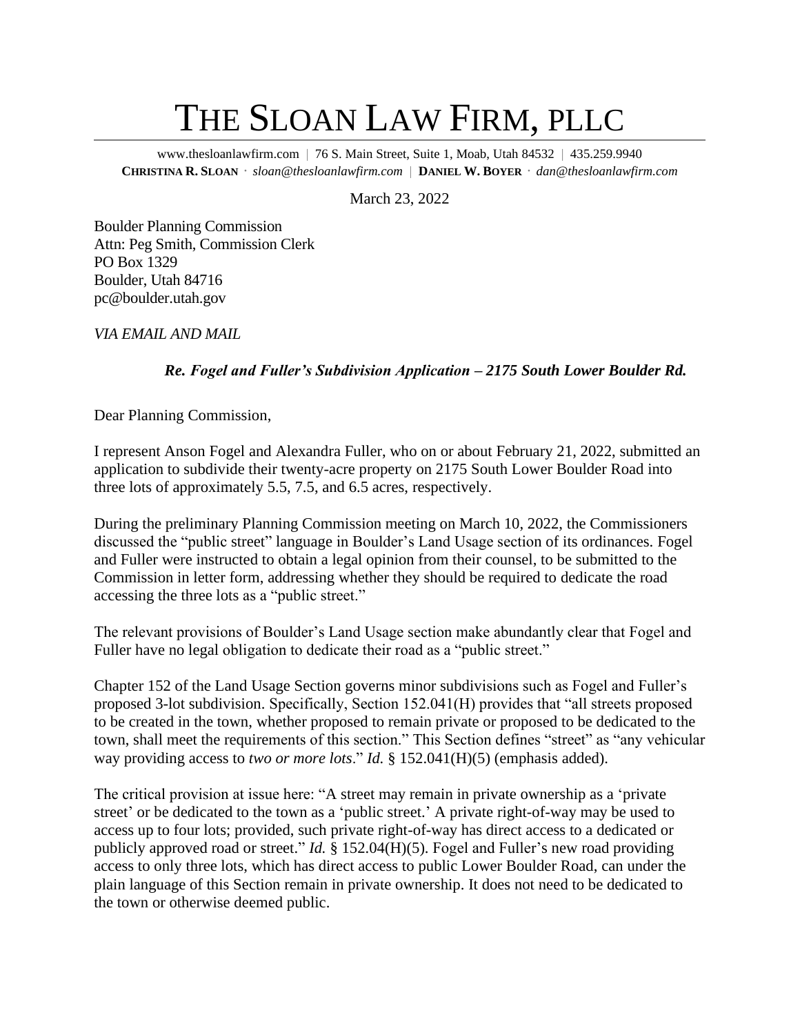# THE SLOAN LAW FIRM, PLLC

www.thesloanlawfirm.com | 76 S. Main Street, Suite 1, Moab, Utah 84532 | 435.259.9940
**CHRISTINA R. SLOAN** · *sloan@thesloanlawfirm.com* | **DANIEL W. BOYER** · *dan@thesloanlawfirm.com*

March 23, 2022

Boulder Planning Commission
Attn: Peg Smith, Commission Clerk
PO Box 1329
Boulder, Utah 84716
pc@boulder.utah.gov

*VIA EMAIL AND MAIL*

***Re. Fogel and Fuller's Subdivision Application – 2175 South Lower Boulder Rd.***

Dear Planning Commission,

I represent Anson Fogel and Alexandra Fuller, who on or about February 21, 2022, submitted an application to subdivide their twenty-acre property on 2175 South Lower Boulder Road into three lots of approximately 5.5, 7.5, and 6.5 acres, respectively.

During the preliminary Planning Commission meeting on March 10, 2022, the Commissioners discussed the "public street" language in Boulder's Land Usage section of its ordinances. Fogel and Fuller were instructed to obtain a legal opinion from their counsel, to be submitted to the Commission in letter form, addressing whether they should be required to dedicate the road accessing the three lots as a "public street."

The relevant provisions of Boulder's Land Usage section make abundantly clear that Fogel and Fuller have no legal obligation to dedicate their road as a "public street."

Chapter 152 of the Land Usage Section governs minor subdivisions such as Fogel and Fuller's proposed 3-lot subdivision. Specifically, Section 152.041(H) provides that "all streets proposed to be created in the town, whether proposed to remain private or proposed to be dedicated to the town, shall meet the requirements of this section." This Section defines "street" as "any vehicular way providing access to *two or more lots*." *Id.* § 152.041(H)(5) (emphasis added).

The critical provision at issue here: "A street may remain in private ownership as a 'private street' or be dedicated to the town as a 'public street.' A private right-of-way may be used to access up to four lots; provided, such private right-of-way has direct access to a dedicated or publicly approved road or street." *Id.* § 152.04(H)(5). Fogel and Fuller's new road providing access to only three lots, which has direct access to public Lower Boulder Road, can under the plain language of this Section remain in private ownership. It does not need to be dedicated to the town or otherwise deemed public.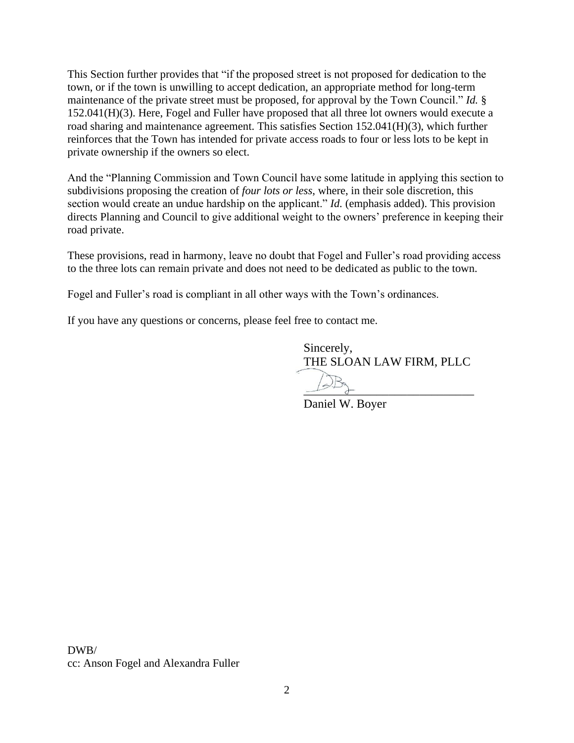This Section further provides that "if the proposed street is not proposed for dedication to the town, or if the town is unwilling to accept dedication, an appropriate method for long-term maintenance of the private street must be proposed, for approval by the Town Council." *Id.* § 152.041(H)(3). Here, Fogel and Fuller have proposed that all three lot owners would execute a road sharing and maintenance agreement. This satisfies Section 152.041(H)(3), which further reinforces that the Town has intended for private access roads to four or less lots to be kept in private ownership if the owners so elect.

And the "Planning Commission and Town Council have some latitude in applying this section to subdivisions proposing the creation of *four lots or less*, where, in their sole discretion, this section would create an undue hardship on the applicant." *Id.* (emphasis added). This provision directs Planning and Council to give additional weight to the owners' preference in keeping their road private.

These provisions, read in harmony, leave no doubt that Fogel and Fuller's road providing access to the three lots can remain private and does not need to be dedicated as public to the town.

Fogel and Fuller's road is compliant in all other ways with the Town's ordinances.

If you have any questions or concerns, please feel free to contact me.

Sincerely,
THE SLOAN LAW FIRM, PLLC

_____________________________
Daniel W. Boyer

DWB/
cc: Anson Fogel and Alexandra Fuller